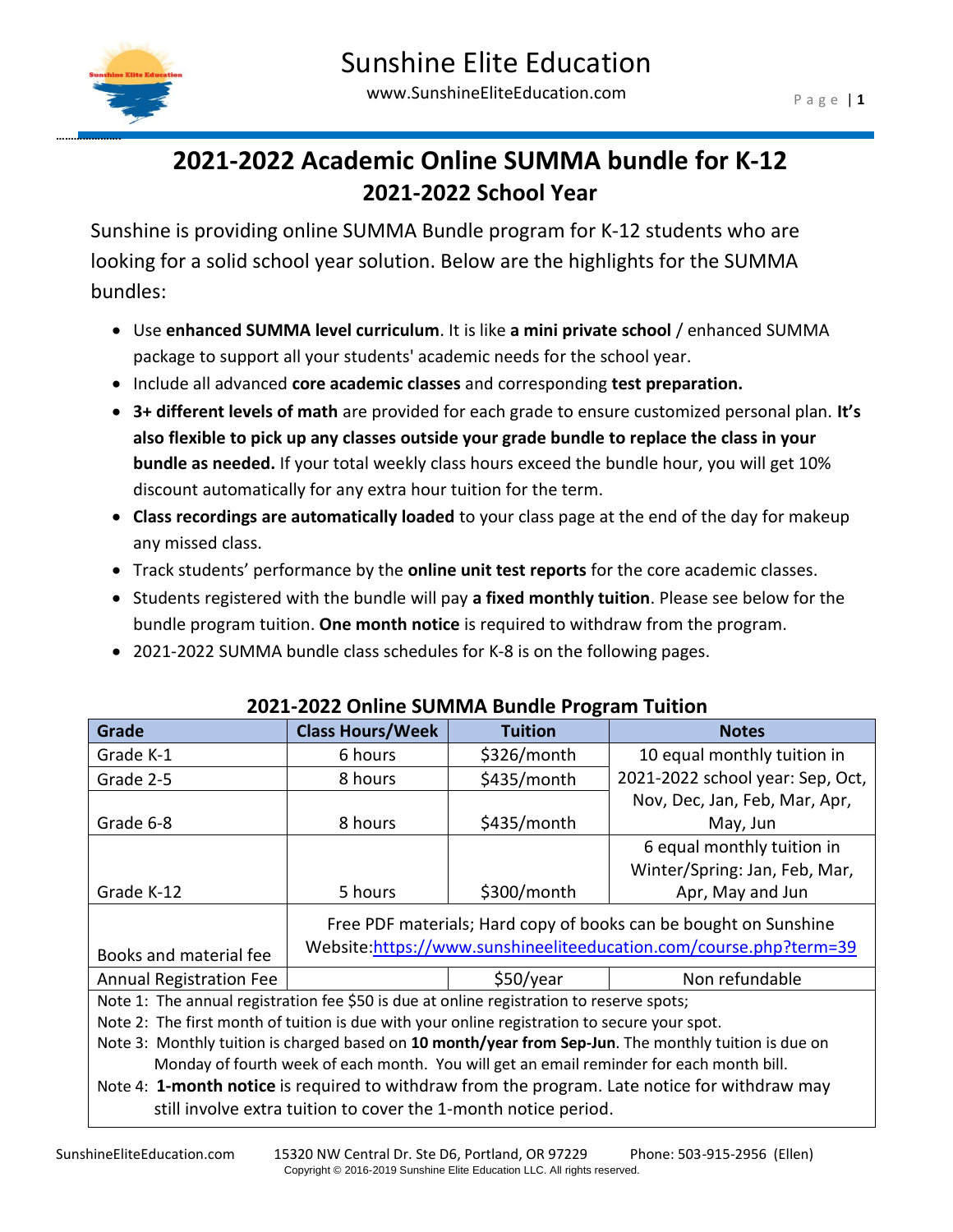# 2021-2022 Academic Online SUMMA bundle for K-12

## 2021-2022 School Year

Sunshine is providing online SUMMA Bundle program for K-12 students who are looking for a solid school year solution. Below are the highlights for the SUMMA bundles:

- Use **enhanced SUMMA level curriculum**. It is like **a mini private school** / enhanced SUMMA package to support all your students' academic needs for the school year.
- Include all advanced **core academic classes** and corresponding **test preparation.**
- **3+ different levels of math** are provided for each grade to ensure customized personal plan. **It's also flexible to pick up any classes outside your grade bundle to replace the class in your bundle as needed.** If your total weekly class hours exceed the bundle hour, you will get 10% discount automatically for any extra hour tuition for the term.
- **Class recordings are automatically loaded** to your class page at the end of the day for makeup any missed class.
- Track students' performance by the **online unit test reports** for the core academic classes.
- Students registered with the bundle will pay **a fixed monthly tuition**. Please see below for the bundle program tuition. **One month notice** is required to withdraw from the program.
- 2021-2022 SUMMA bundle class schedules for K-8 is on the following pages.

### 2021-2022 Online SUMMA Bundle Program Tuition

| Grade | Class Hours/Week | Tuition | Notes |
|---|---|---|---|
| Grade K-1 | 6 hours | $326/month | 10 equal monthly tuition in 2021-2022 school year: Sep, Oct, Nov, Dec, Jan, Feb, Mar, Apr, May, Jun |
| Grade 2-5 | 8 hours | $435/month | |
| Grade 6-8 | 8 hours | $435/month | |
| Grade K-12 | 5 hours | $300/month | 6 equal monthly tuition in Winter/Spring: Jan, Feb, Mar, Apr, May and Jun |
| Books and material fee | Free PDF materials; Hard copy of books can be bought on Sunshine Website:https://www.sunshineeliteeducation.com/course.php?term=39 | | |
| Annual Registration Fee | | $50/year | Non refundable |

Note 1: The annual registration fee $50 is due at online registration to reserve spots;
Note 2: The first month of tuition is due with your online registration to secure your spot.
Note 3: Monthly tuition is charged based on **10 month/year from Sep-Jun**. The monthly tuition is due on Monday of fourth week of each month. You will get an email reminder for each month bill.
Note 4: **1-month notice** is required to withdraw from the program. Late notice for withdraw may still involve extra tuition to cover the 1-month notice period.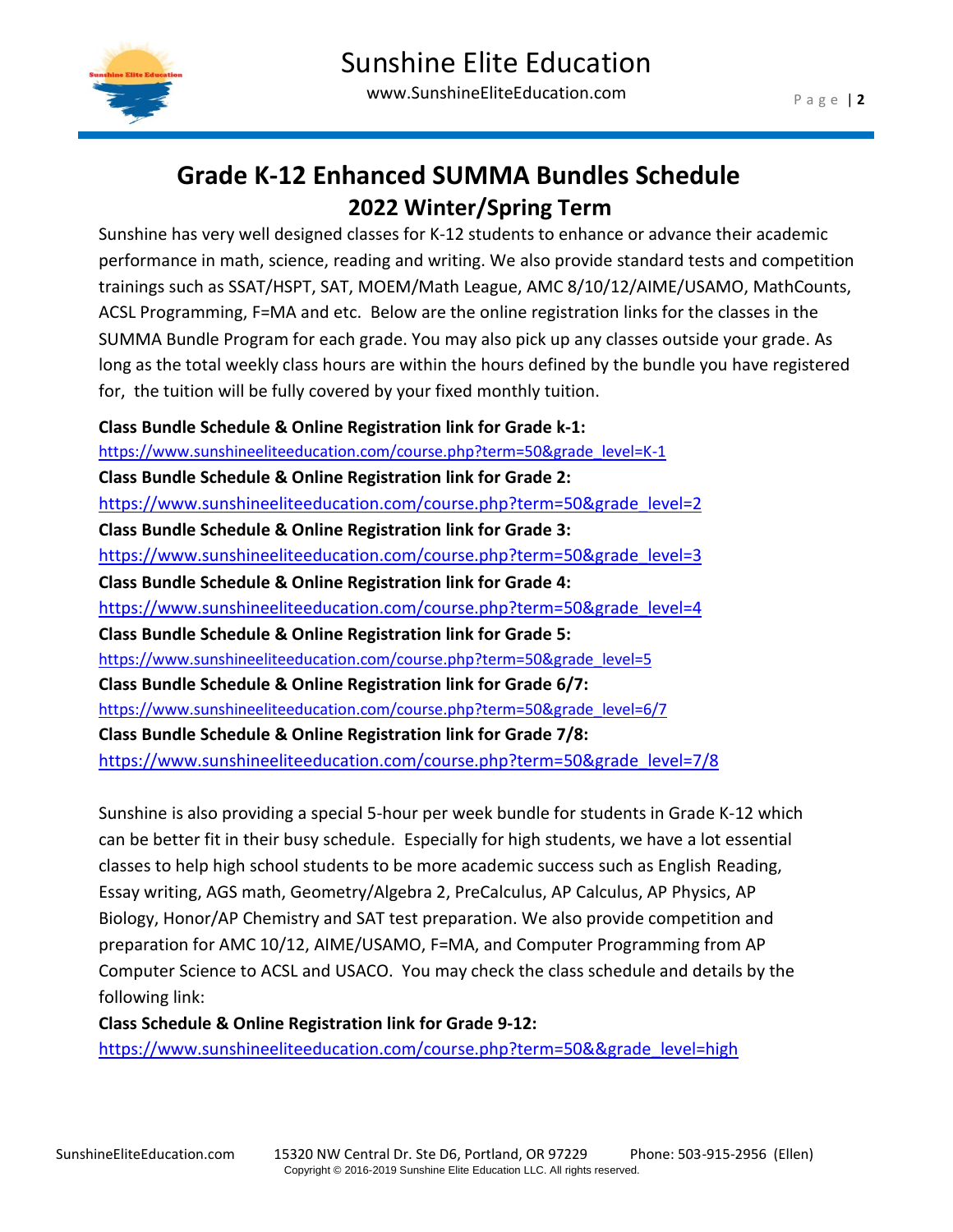# Grade K-12 Enhanced SUMMA Bundles Schedule

## 2022 Winter/Spring Term

Sunshine has very well designed classes for K-12 students to enhance or advance their academic performance in math, science, reading and writing. We also provide standard tests and competition trainings such as SSAT/HSPT, SAT, MOEM/Math League, AMC 8/10/12/AIME/USAMO, MathCounts, ACSL Programming, F=MA and etc. Below are the online registration links for the classes in the SUMMA Bundle Program for each grade. You may also pick up any classes outside your grade. As long as the total weekly class hours are within the hours defined by the bundle you have registered for, the tuition will be fully covered by your fixed monthly tuition.

**Class Bundle Schedule & Online Registration link for Grade k-1:**
https://www.sunshineeliteeducation.com/course.php?term=50&grade_level=K-1

**Class Bundle Schedule & Online Registration link for Grade 2:**
https://www.sunshineeliteeducation.com/course.php?term=50&grade_level=2

**Class Bundle Schedule & Online Registration link for Grade 3:**
https://www.sunshineeliteeducation.com/course.php?term=50&grade_level=3

**Class Bundle Schedule & Online Registration link for Grade 4:**
https://www.sunshineeliteeducation.com/course.php?term=50&grade_level=4

**Class Bundle Schedule & Online Registration link for Grade 5:**
https://www.sunshineeliteeducation.com/course.php?term=50&grade_level=5

**Class Bundle Schedule & Online Registration link for Grade 6/7:**
https://www.sunshineeliteeducation.com/course.php?term=50&grade_level=6/7

**Class Bundle Schedule & Online Registration link for Grade 7/8:**
https://www.sunshineeliteeducation.com/course.php?term=50&grade_level=7/8

Sunshine is also providing a special 5-hour per week bundle for students in Grade K-12 which can be better fit in their busy schedule. Especially for high students, we have a lot essential classes to help high school students to be more academic success such as English Reading, Essay writing, AGS math, Geometry/Algebra 2, PreCalculus, AP Calculus, AP Physics, AP Biology, Honor/AP Chemistry and SAT test preparation. We also provide competition and preparation for AMC 10/12, AIME/USAMO, F=MA, and Computer Programming from AP Computer Science to ACSL and USACO. You may check the class schedule and details by the following link:

**Class Schedule & Online Registration link for Grade 9-12:**
https://www.sunshineeliteeducation.com/course.php?term=50&&grade_level=high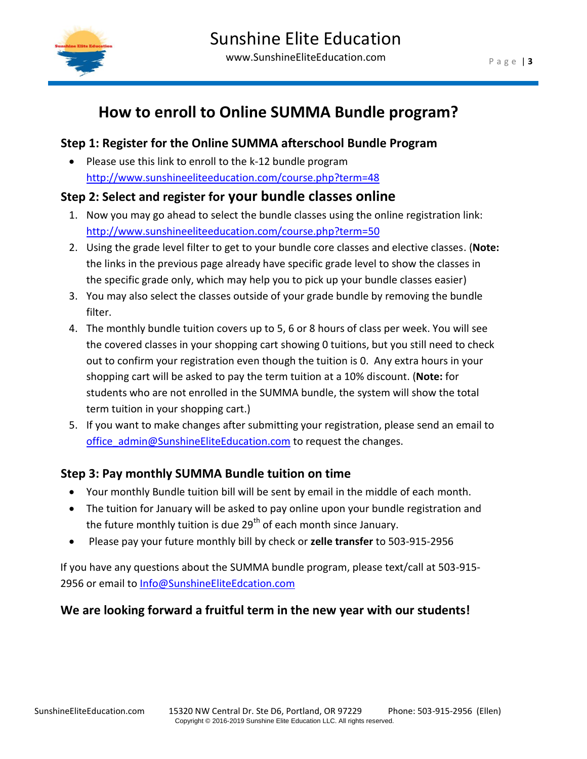# How to enroll to Online SUMMA Bundle program?

## Step 1: Register for the Online SUMMA afterschool Bundle Program

- Please use this link to enroll to the k-12 bundle program http://www.sunshineeliteeducation.com/course.php?term=48

## Step 2: Select and register for your bundle classes online

1. Now you may go ahead to select the bundle classes using the online registration link: http://www.sunshineeliteeducation.com/course.php?term=50
2. Using the grade level filter to get to your bundle core classes and elective classes. (**Note:** the links in the previous page already have specific grade level to show the classes in the specific grade only, which may help you to pick up your bundle classes easier)
3. You may also select the classes outside of your grade bundle by removing the bundle filter.
4. The monthly bundle tuition covers up to 5, 6 or 8 hours of class per week. You will see the covered classes in your shopping cart showing 0 tuitions, but you still need to check out to confirm your registration even though the tuition is 0. Any extra hours in your shopping cart will be asked to pay the term tuition at a 10% discount. (**Note:** for students who are not enrolled in the SUMMA bundle, the system will show the total term tuition in your shopping cart.)
5. If you want to make changes after submitting your registration, please send an email to office_admin@SunshineEliteEducation.com to request the changes.

## Step 3: Pay monthly SUMMA Bundle tuition on time

- Your monthly Bundle tuition bill will be sent by email in the middle of each month.
- The tuition for January will be asked to pay online upon your bundle registration and the future monthly tuition is due 29th of each month since January.
- Please pay your future monthly bill by check or **zelle transfer** to 503-915-2956

If you have any questions about the SUMMA bundle program, please text/call at 503-915-2956 or email to Info@SunshineEliteEdcation.com

**We are looking forward a fruitful term in the new year with our students!**

SunshineEliteEducation.com 15320 NW Central Dr. Ste D6, Portland, OR 97229 Phone: 503-915-2956 (Ellen)

Copyright © 2016-2019 Sunshine Elite Education LLC. All rights reserved.